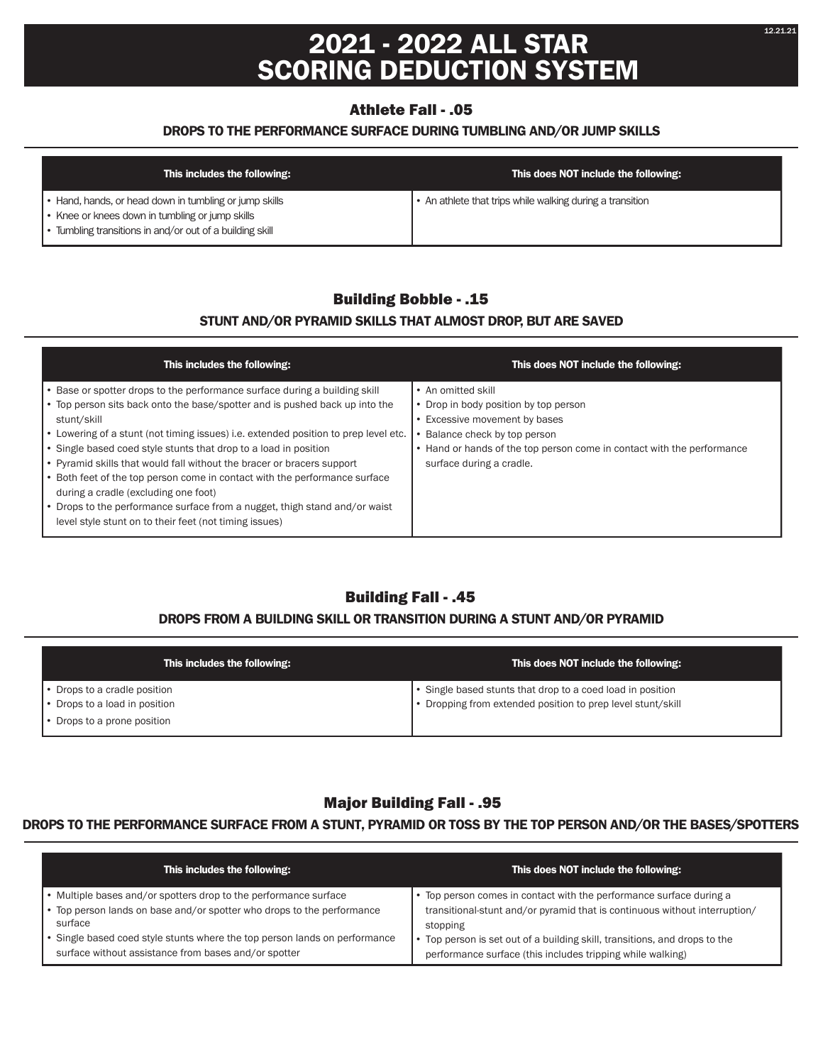# 2021 - 2022 ALL STAR SCORING DEDUCTION SYSTEM

## Athlete Fall - .05

### DROPS TO THE PERFORMANCE SURFACE DURING TUMBLING AND/OR JUMP SKILLS

| This includes the following: | This does NOT include the following: |
|---|---|
| • Hand, hands, or head down in tumbling or jump skills<br>• Knee or knees down in tumbling or jump skills<br>• Tumbling transitions in and/or out of a building skill | • An athlete that trips while walking during a transition |

## Building Bobble - .15

### STUNT AND/OR PYRAMID SKILLS THAT ALMOST DROP, BUT ARE SAVED

| This includes the following: | This does NOT include the following: |
|---|---|
| • Base or spotter drops to the performance surface during a building skill<br>• Top person sits back onto the base/spotter and is pushed back up into the stunt/skill<br>• Lowering of a stunt (not timing issues) i.e. extended position to prep level etc.<br>• Single based coed style stunts that drop to a load in position<br>• Pyramid skills that would fall without the bracer or bracers support<br>• Both feet of the top person come in contact with the performance surface during a cradle (excluding one foot)<br>• Drops to the performance surface from a nugget, thigh stand and/or waist level style stunt on to their feet (not timing issues) | • An omitted skill<br>• Drop in body position by top person<br>• Excessive movement by bases<br>• Balance check by top person<br>• Hand or hands of the top person come in contact with the performance surface during a cradle. |

## Building Fall - .45

### DROPS FROM A BUILDING SKILL OR TRANSITION DURING A STUNT AND/OR PYRAMID

| This includes the following: | This does NOT include the following: |
|---|---|
| • Drops to a cradle position<br>• Drops to a load in position<br>• Drops to a prone position | • Single based stunts that drop to a coed load in position<br>• Dropping from extended position to prep level stunt/skill |

## Major Building Fall - .95

### DROPS TO THE PERFORMANCE SURFACE FROM A STUNT, PYRAMID OR TOSS BY THE TOP PERSON AND/OR THE BASES/SPOTTERS

| This includes the following: | This does NOT include the following: |
|---|---|
| • Multiple bases and/or spotters drop to the performance surface<br>• Top person lands on base and/or spotter who drops to the performance surface<br>• Single based coed style stunts where the top person lands on performance surface without assistance from bases and/or spotter | • Top person comes in contact with the performance surface during a transitional-stunt and/or pyramid that is continuous without interruption/stopping<br>• Top person is set out of a building skill, transitions, and drops to the performance surface (this includes tripping while walking) |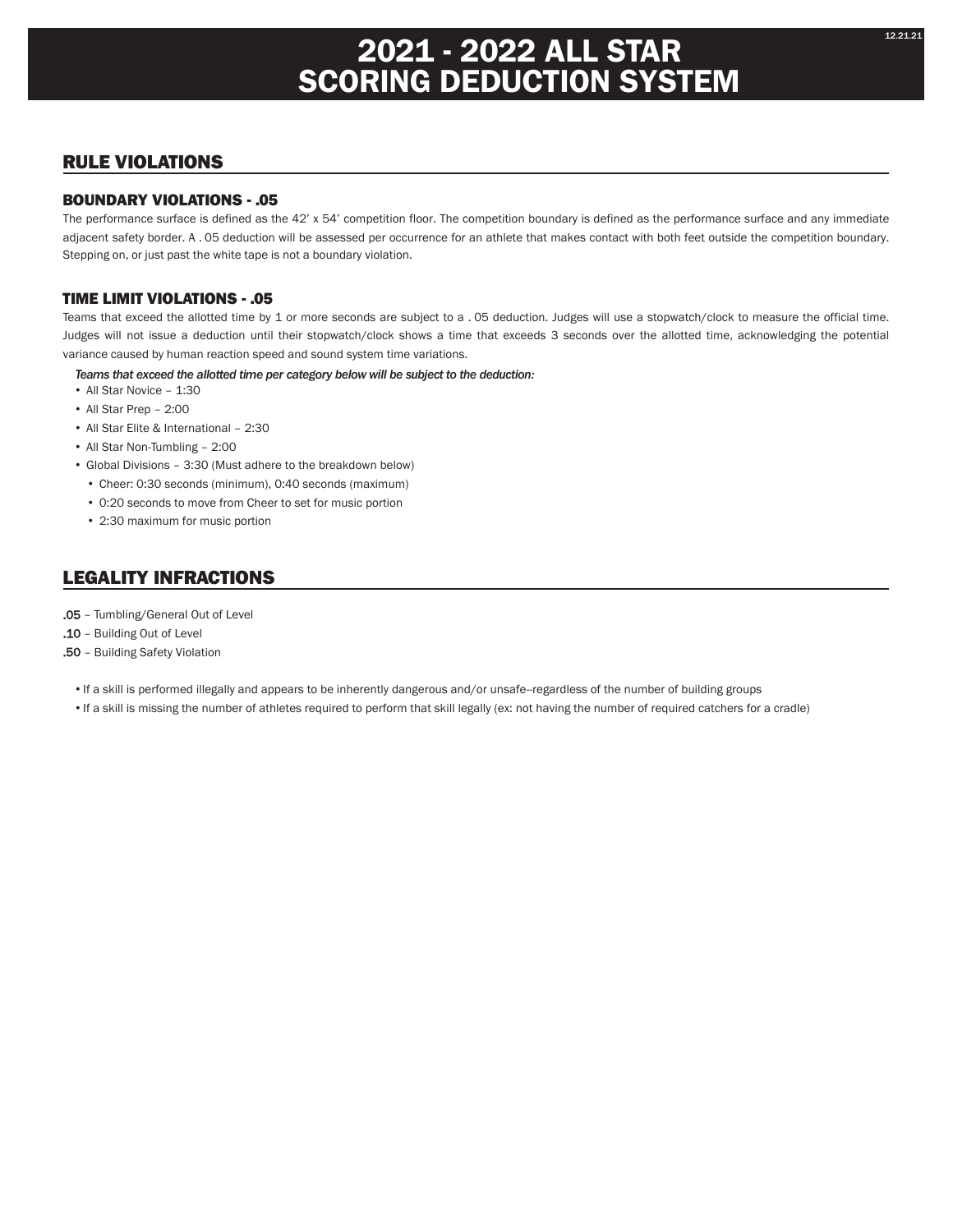# 2021 - 2022 ALL STAR SCORING DEDUCTION SYSTEM

## RULE VIOLATIONS

### BOUNDARY VIOLATIONS - .05

The performance surface is defined as the 42' x 54' competition floor. The competition boundary is defined as the performance surface and any immediate adjacent safety border. A . 05 deduction will be assessed per occurrence for an athlete that makes contact with both feet outside the competition boundary. Stepping on, or just past the white tape is not a boundary violation.

### TIME LIMIT VIOLATIONS - .05

Teams that exceed the allotted time by 1 or more seconds are subject to a . 05 deduction. Judges will use a stopwatch/clock to measure the official time. Judges will not issue a deduction until their stopwatch/clock shows a time that exceeds 3 seconds over the allotted time, acknowledging the potential variance caused by human reaction speed and sound system time variations.

*Teams that exceed the allotted time per category below will be subject to the deduction:*

- All Star Novice – 1:30
- All Star Prep – 2:00
- All Star Elite & International – 2:30
- All Star Non-Tumbling – 2:00
- Global Divisions – 3:30 (Must adhere to the breakdown below)
  - Cheer: 0:30 seconds (minimum), 0:40 seconds (maximum)
  - 0:20 seconds to move from Cheer to set for music portion
  - 2:30 maximum for music portion

## LEGALITY INFRACTIONS

**.05** – Tumbling/General Out of Level
**.10** – Building Out of Level
**.50** – Building Safety Violation

- If a skill is performed illegally and appears to be inherently dangerous and/or unsafe--regardless of the number of building groups
- If a skill is missing the number of athletes required to perform that skill legally (ex: not having the number of required catchers for a cradle)